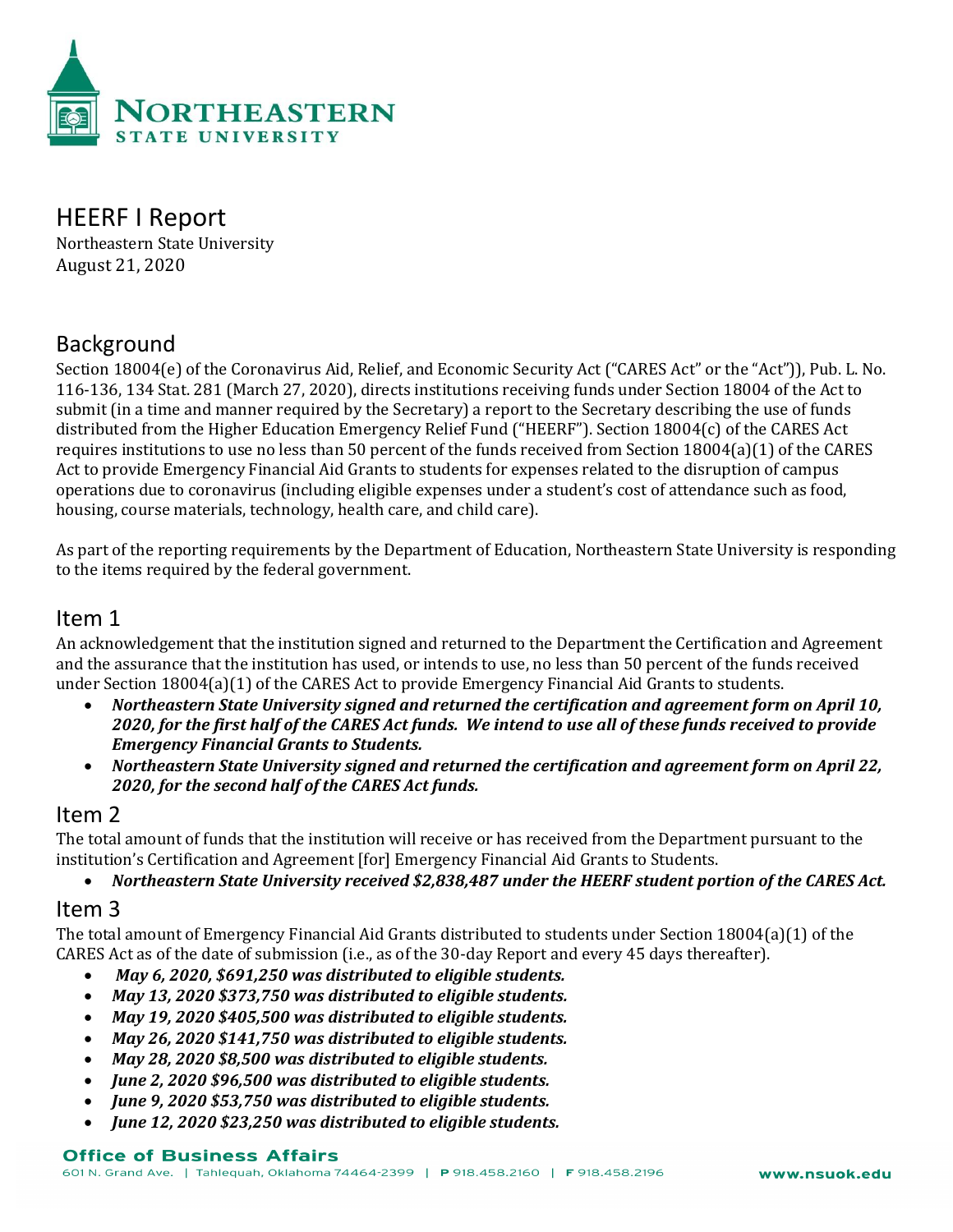# HEERF I Report

Northeastern State University
August 21, 2020

## Background

Section 18004(e) of the Coronavirus Aid, Relief, and Economic Security Act ("CARES Act" or the "Act")), Pub. L. No. 116-136, 134 Stat. 281 (March 27, 2020), directs institutions receiving funds under Section 18004 of the Act to submit (in a time and manner required by the Secretary) a report to the Secretary describing the use of funds distributed from the Higher Education Emergency Relief Fund ("HEERF"). Section 18004(c) of the CARES Act requires institutions to use no less than 50 percent of the funds received from Section 18004(a)(1) of the CARES Act to provide Emergency Financial Aid Grants to students for expenses related to the disruption of campus operations due to coronavirus (including eligible expenses under a student's cost of attendance such as food, housing, course materials, technology, health care, and child care).

As part of the reporting requirements by the Department of Education, Northeastern State University is responding to the items required by the federal government.

## Item 1

An acknowledgement that the institution signed and returned to the Department the Certification and Agreement and the assurance that the institution has used, or intends to use, no less than 50 percent of the funds received under Section 18004(a)(1) of the CARES Act to provide Emergency Financial Aid Grants to students.

- ***Northeastern State University signed and returned the certification and agreement form on April 10, 2020, for the first half of the CARES Act funds. We intend to use all of these funds received to provide Emergency Financial Grants to Students.***
- ***Northeastern State University signed and returned the certification and agreement form on April 22, 2020, for the second half of the CARES Act funds.***

## Item 2

The total amount of funds that the institution will receive or has received from the Department pursuant to the institution's Certification and Agreement [for] Emergency Financial Aid Grants to Students.

- ***Northeastern State University received $2,838,487 under the HEERF student portion of the CARES Act.***

## Item 3

The total amount of Emergency Financial Aid Grants distributed to students under Section 18004(a)(1) of the CARES Act as of the date of submission (i.e., as of the 30-day Report and every 45 days thereafter).

- ***May 6, 2020, $691,250 was distributed to eligible students.***
- ***May 13, 2020 $373,750 was distributed to eligible students.***
- ***May 19, 2020 $405,500 was distributed to eligible students.***
- ***May 26, 2020 $141,750 was distributed to eligible students.***
- ***May 28, 2020 $8,500 was distributed to eligible students.***
- ***June 2, 2020 $96,500 was distributed to eligible students.***
- ***June 9, 2020 $53,750 was distributed to eligible students.***
- ***June 12, 2020 $23,250 was distributed to eligible students.***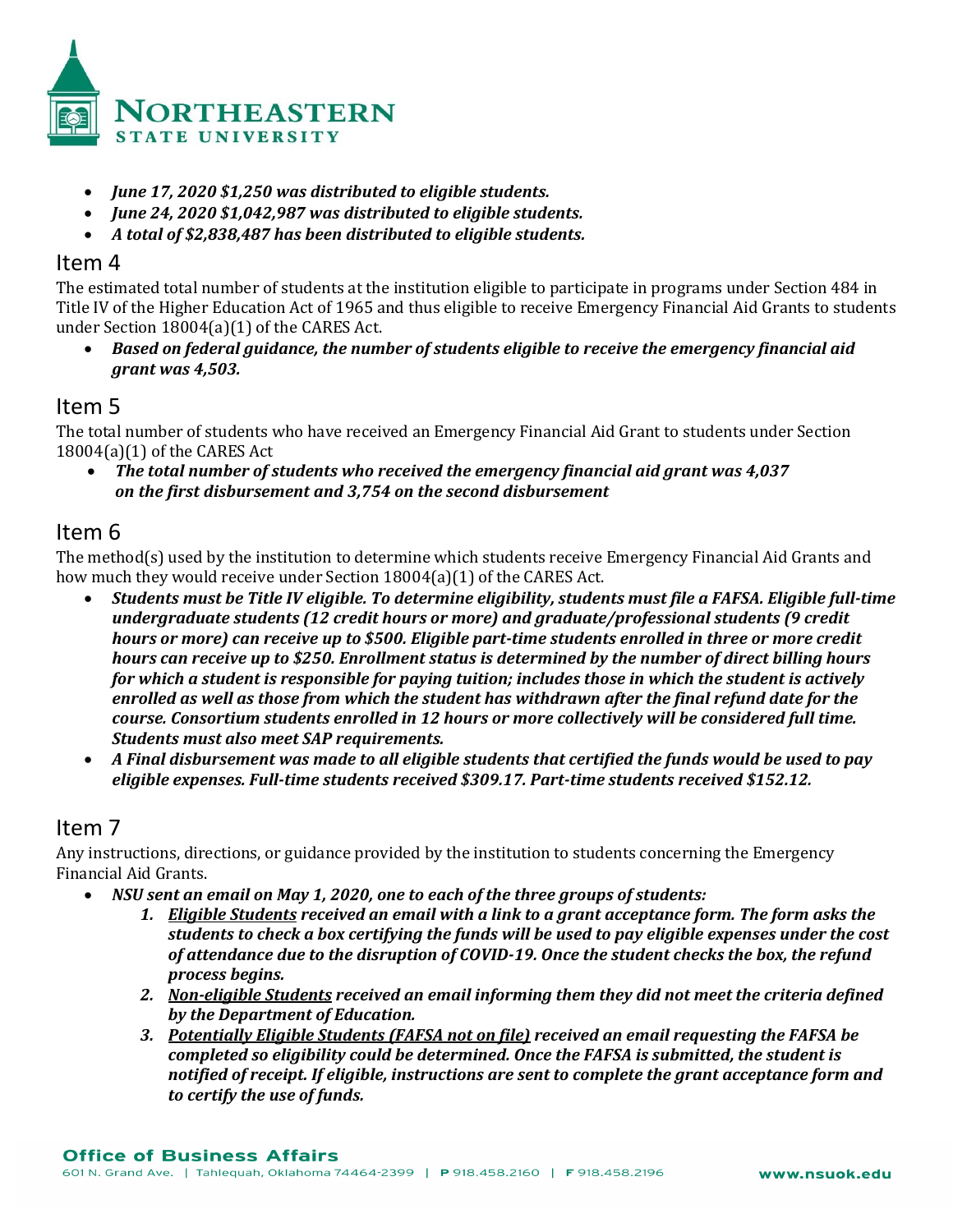- ***June 17, 2020 $1,250 was distributed to eligible students.***
- ***June 24, 2020 $1,042,987 was distributed to eligible students.***
- ***A total of $2,838,487 has been distributed to eligible students.***

## Item 4

The estimated total number of students at the institution eligible to participate in programs under Section 484 in Title IV of the Higher Education Act of 1965 and thus eligible to receive Emergency Financial Aid Grants to students under Section 18004(a)(1) of the CARES Act.

- ***Based on federal guidance, the number of students eligible to receive the emergency financial aid grant was 4,503.***

## Item 5

The total number of students who have received an Emergency Financial Aid Grant to students under Section 18004(a)(1) of the CARES Act

- ***The total number of students who received the emergency financial aid grant was 4,037 on the first disbursement and 3,754 on the second disbursement***

## Item 6

The method(s) used by the institution to determine which students receive Emergency Financial Aid Grants and how much they would receive under Section 18004(a)(1) of the CARES Act.

- ***Students must be Title IV eligible. To determine eligibility, students must file a FAFSA. Eligible full-time undergraduate students (12 credit hours or more) and graduate/professional students (9 credit hours or more) can receive up to $500. Eligible part-time students enrolled in three or more credit hours can receive up to $250. Enrollment status is determined by the number of direct billing hours for which a student is responsible for paying tuition; includes those in which the student is actively enrolled as well as those from which the student has withdrawn after the final refund date for the course. Consortium students enrolled in 12 hours or more collectively will be considered full time. Students must also meet SAP requirements.***
- ***A Final disbursement was made to all eligible students that certified the funds would be used to pay eligible expenses. Full-time students received $309.17. Part-time students received $152.12.***

## Item 7

Any instructions, directions, or guidance provided by the institution to students concerning the Emergency Financial Aid Grants.

- ***NSU sent an email on May 1, 2020, one to each of the three groups of students:***
  1. ***<u>Eligible Students</u> received an email with a link to a grant acceptance form. The form asks the students to check a box certifying the funds will be used to pay eligible expenses under the cost of attendance due to the disruption of COVID-19. Once the student checks the box, the refund process begins.***
  2. ***<u>Non-eligible Students</u> received an email informing them they did not meet the criteria defined by the Department of Education.***
  3. ***<u>Potentially Eligible Students (FAFSA not on file)</u> received an email requesting the FAFSA be completed so eligibility could be determined. Once the FAFSA is submitted, the student is notified of receipt. If eligible, instructions are sent to complete the grant acceptance form and to certify the use of funds.***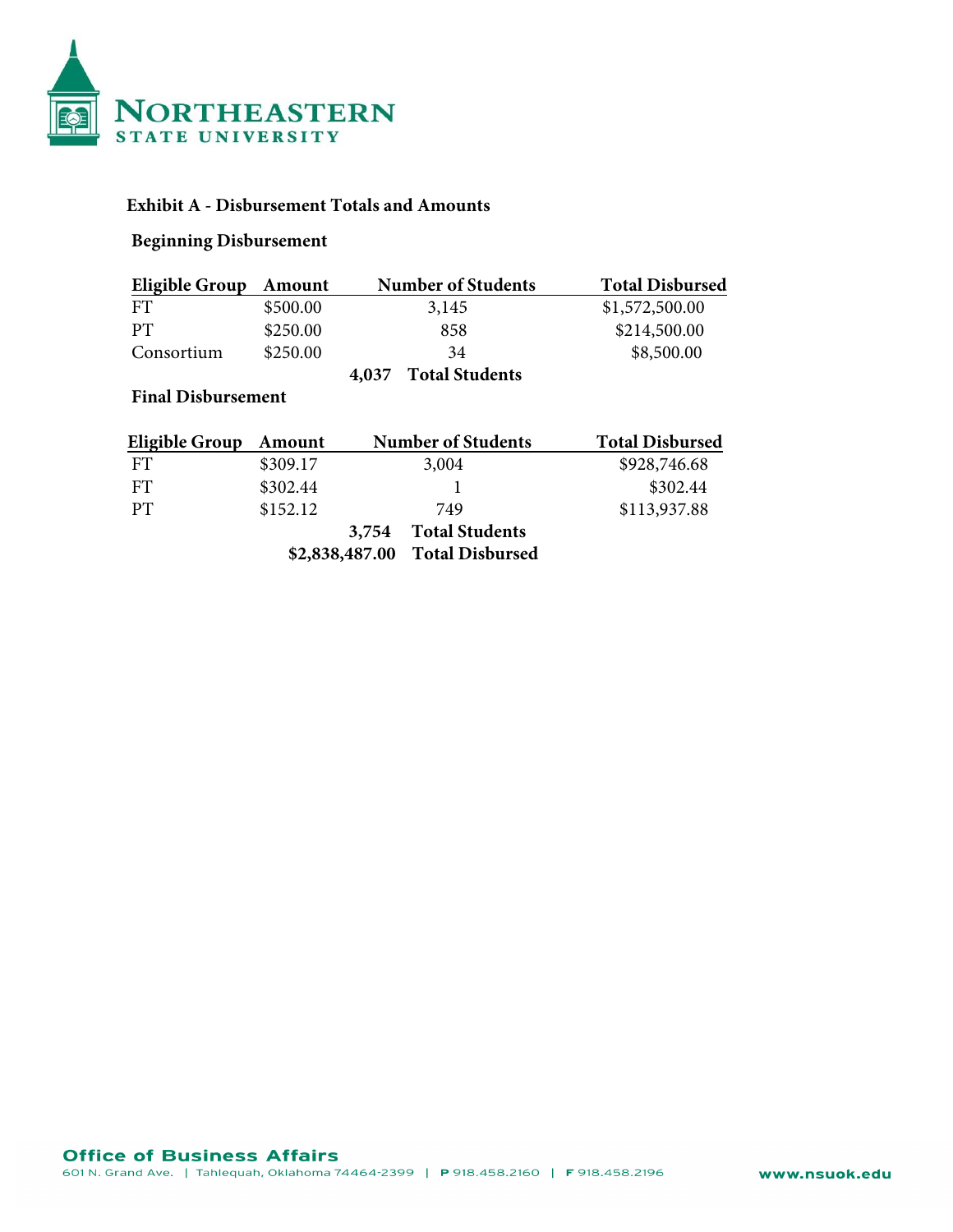# Exhibit A - Disbursement Totals and Amounts

## Beginning Disbursement

| Eligible Group | Amount | Number of Students | Total Disbursed |
|---|---|---|---|
| FT | $500.00 | 3,145 | $1,572,500.00 |
| PT | $250.00 | 858 | $214,500.00 |
| Consortium | $250.00 | 34 | $8,500.00 |
| | | **4,037 Total Students** | |

## Final Disbursement

| Eligible Group | Amount | Number of Students | Total Disbursed |
|---|---|---|---|
| FT | $309.17 | 3,004 | $928,746.68 |
| FT | $302.44 | 1 | $302.44 |
| PT | $152.12 | 749 | $113,937.88 |
| | | **3,754 Total Students** | |

**$2,838,487.00 Total Disbursed**